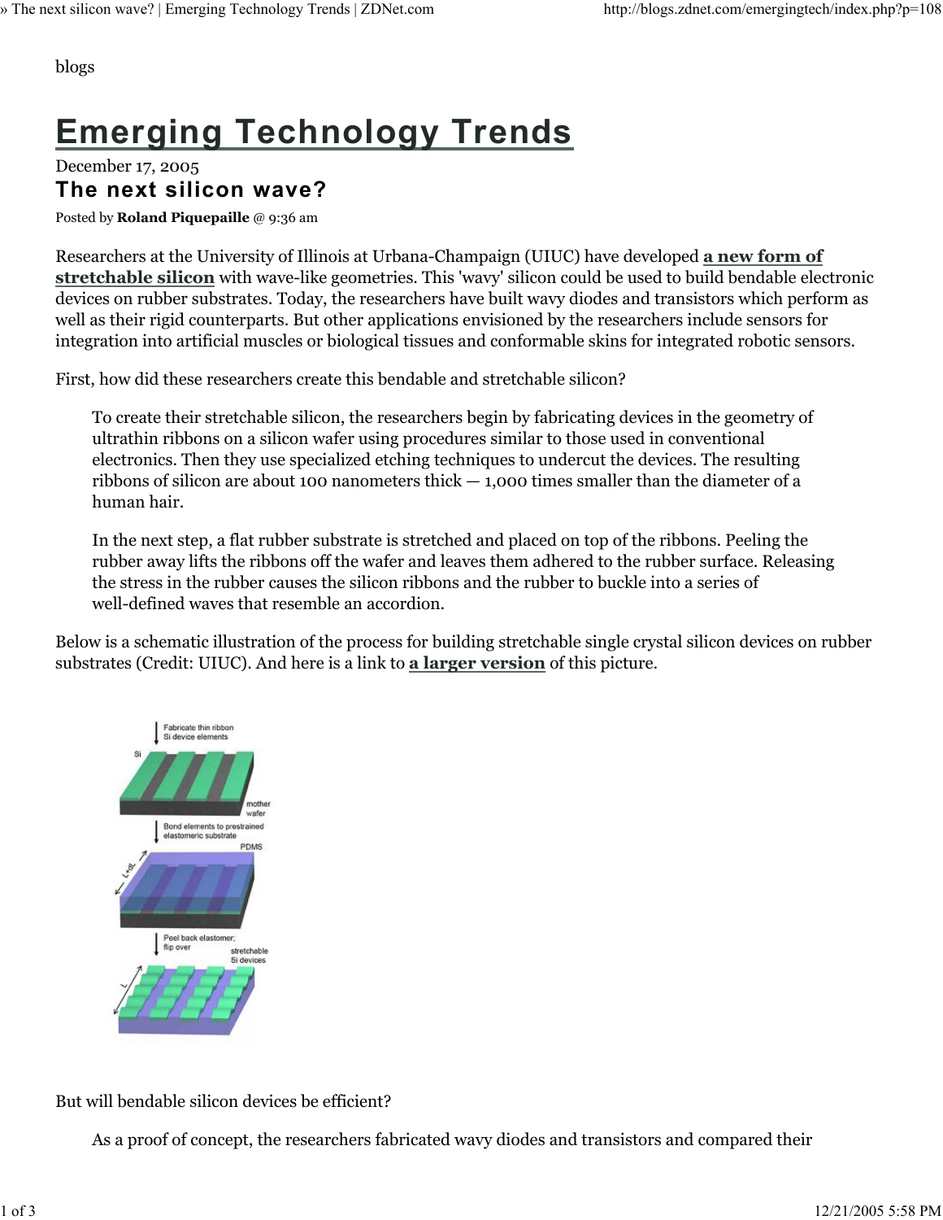blogs

# Emerging Technology Trends

December 17, 2005

## The next silicon wave?

Posted by **Roland Piquepaille** @ 9:36 am

Researchers at the University of Illinois at Urbana-Champaign (UIUC) have developed **a new form of stretchable silicon** with wave-like geometries. This 'wavy' silicon could be used to build bendable electronic devices on rubber substrates. Today, the researchers have built wavy diodes and transistors which perform as well as their rigid counterparts. But other applications envisioned by the researchers include sensors for integration into artificial muscles or biological tissues and conformable skins for integrated robotic sensors.

First, how did these researchers create this bendable and stretchable silicon?

> To create their stretchable silicon, the researchers begin by fabricating devices in the geometry of ultrathin ribbons on a silicon wafer using procedures similar to those used in conventional electronics. Then they use specialized etching techniques to undercut the devices. The resulting ribbons of silicon are about 100 nanometers thick — 1,000 times smaller than the diameter of a human hair.
>
> In the next step, a flat rubber substrate is stretched and placed on top of the ribbons. Peeling the rubber away lifts the ribbons off the wafer and leaves them adhered to the rubber surface. Releasing the stress in the rubber causes the silicon ribbons and the rubber to buckle into a series of well-defined waves that resemble an accordion.

Below is a schematic illustration of the process for building stretchable single crystal silicon devices on rubber substrates (Credit: UIUC). And here is a link to **a larger version** of this picture.

But will bendable silicon devices be efficient?

> As a proof of concept, the researchers fabricated wavy diodes and transistors and compared their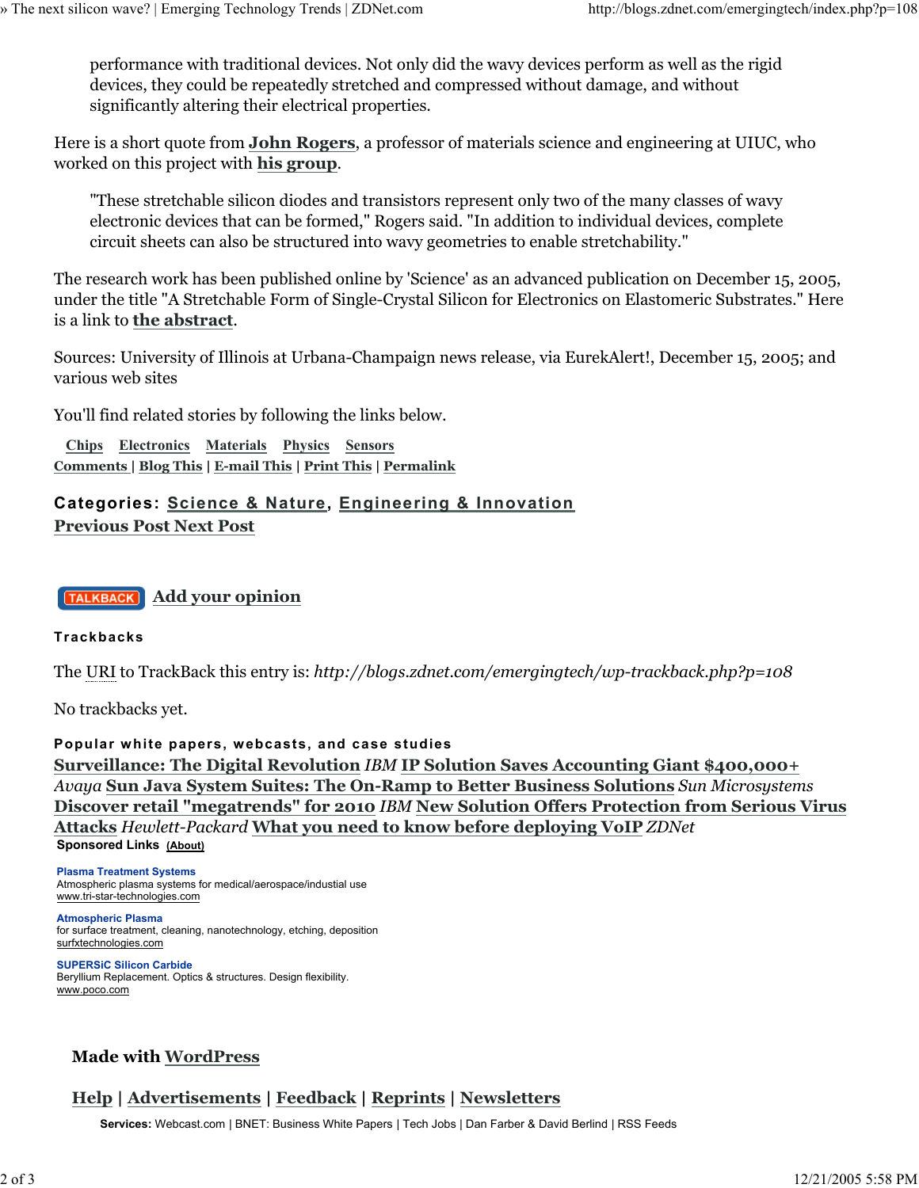> performance with traditional devices. Not only did the wavy devices perform as well as the rigid devices, they could be repeatedly stretched and compressed without damage, and without significantly altering their electrical properties.

Here is a short quote from **John Rogers**, a professor of materials science and engineering at UIUC, who worked on this project with **his group**.

> "These stretchable silicon diodes and transistors represent only two of the many classes of wavy electronic devices that can be formed," Rogers said. "In addition to individual devices, complete circuit sheets can also be structured into wavy geometries to enable stretchability."

The research work has been published online by 'Science' as an advanced publication on December 15, 2005, under the title "A Stretchable Form of Single-Crystal Silicon for Electronics on Elastomeric Substrates." Here is a link to **the abstract**.

Sources: University of Illinois at Urbana-Champaign news release, via EurekAlert!, December 15, 2005; and various web sites

You'll find related stories by following the links below.

**Chips** **Electronics** **Materials** **Physics** **Sensors**
**Comments** | **Blog This** | **E-mail This** | **Print This** | **Permalink**

**Categories: Science & Nature, Engineering & Innovation**
**Previous Post Next Post**

TALKBACK **Add your opinion**

### Trackbacks

The URI to TrackBack this entry is: *http://blogs.zdnet.com/emergingtech/wp-trackback.php?p=108*

No trackbacks yet.

### Popular white papers, webcasts, and case studies

**Surveillance: The Digital Revolution** *IBM* **IP Solution Saves Accounting Giant $400,000+** *Avaya* **Sun Java System Suites: The On-Ramp to Better Business Solutions** *Sun Microsystems* **Discover retail "megatrends" for 2010** *IBM* **New Solution Offers Protection from Serious Virus Attacks** *Hewlett-Packard* **What you need to know before deploying VoIP** *ZDNet*

**Sponsored Links** (About)

**Plasma Treatment Systems**
Atmospheric plasma systems for medical/aerospace/industial use
www.tri-star-technologies.com

**Atmospheric Plasma**
for surface treatment, cleaning, nanotechnology, etching, deposition
surfxtechnologies.com

**SUPERSiC Silicon Carbide**
Beryllium Replacement. Optics & structures. Design flexibility.
www.poco.com

**Made with WordPress**

**Help** | **Advertisements** | **Feedback** | **Reprints** | **Newsletters**

**Services:** Webcast.com | BNET: Business White Papers | Tech Jobs | Dan Farber & David Berlind | RSS Feeds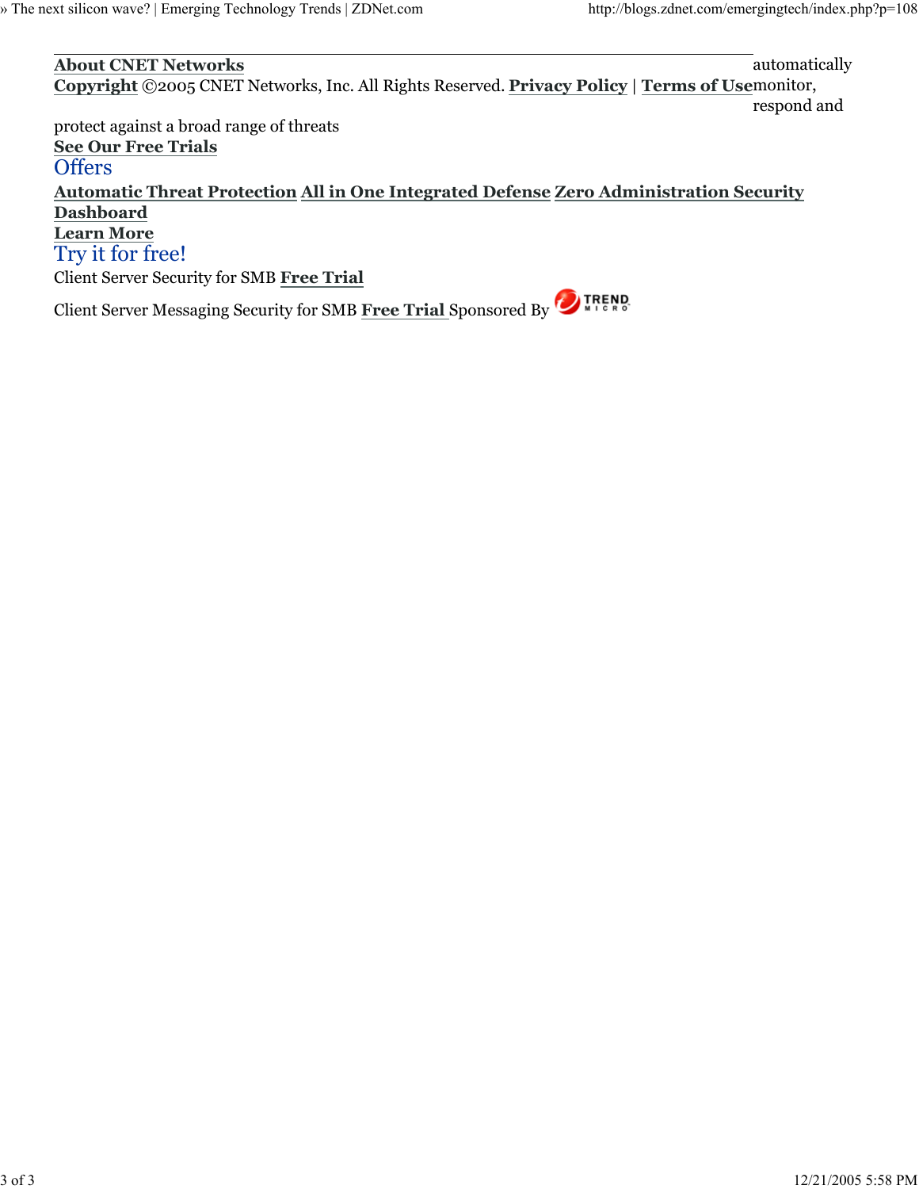**About CNET Networks**
**Copyright** ©2005 CNET Networks, Inc. All Rights Reserved. **Privacy Policy** | **Terms of Use**

automatically monitor, respond and protect against a broad range of threats

**See Our Free Trials**

Offers

**Automatic Threat Protection** **All in One Integrated Defense** **Zero Administration Security Dashboard**

**Learn More**

Try it for free!

Client Server Security for SMB **Free Trial**

Client Server Messaging Security for SMB **Free Trial** Sponsored By TREND MICRO